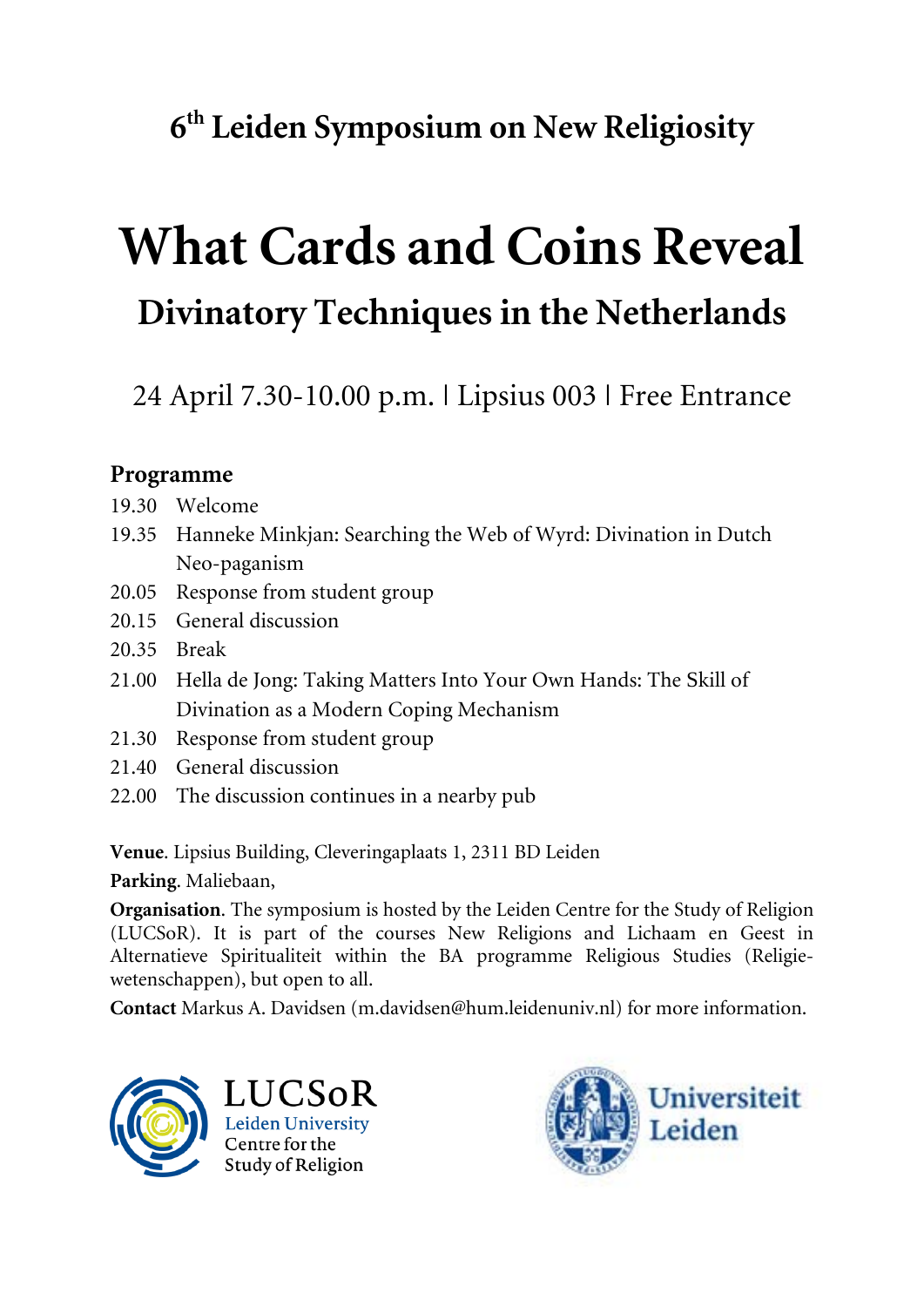## 6th Leiden Symposium on New Religiosity

# What Cards and Coins Reveal

## Divinatory Techniques in the Netherlands

24 April 7.30-10.00 p.m. | Lipsius 003 | Free Entrance

### Programme

| | |
|---|---|
| 19.30 | Welcome |
| 19.35 | Hanneke Minkjan: Searching the Web of Wyrd: Divination in Dutch Neo-paganism |
| 20.05 | Response from student group |
| 20.15 | General discussion |
| 20.35 | Break |
| 21.00 | Hella de Jong: Taking Matters Into Your Own Hands: The Skill of Divination as a Modern Coping Mechanism |
| 21.30 | Response from student group |
| 21.40 | General discussion |
| 22.00 | The discussion continues in a nearby pub |

**Venue**. Lipsius Building, Cleveringaplaats 1, 2311 BD Leiden

**Parking**. Maliebaan,

**Organisation**. The symposium is hosted by the Leiden Centre for the Study of Religion (LUCSoR). It is part of the courses New Religions and Lichaam en Geest in Alternatieve Spiritualiteit within the BA programme Religious Studies (Religiewetenschappen), but open to all.

**Contact** Markus A. Davidsen (m.davidsen@hum.leidenuniv.nl) for more information.

LUCSoR
Leiden University
Centre for the
Study of Religion

Universiteit Leiden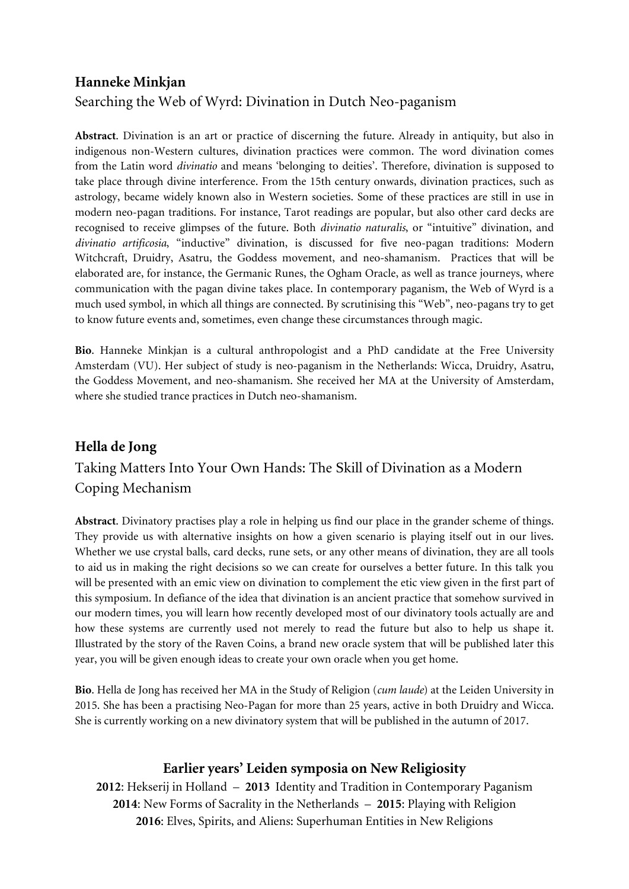## Hanneke Minkjan

### Searching the Web of Wyrd: Divination in Dutch Neo-paganism

**Abstract**. Divination is an art or practice of discerning the future. Already in antiquity, but also in indigenous non-Western cultures, divination practices were common. The word divination comes from the Latin word *divinatio* and means 'belonging to deities'. Therefore, divination is supposed to take place through divine interference. From the 15th century onwards, divination practices, such as astrology, became widely known also in Western societies. Some of these practices are still in use in modern neo-pagan traditions. For instance, Tarot readings are popular, but also other card decks are recognised to receive glimpses of the future. Both *divinatio naturalis*, or "intuitive" divination, and *divinatio artificosia*, "inductive" divination, is discussed for five neo-pagan traditions: Modern Witchcraft, Druidry, Asatru, the Goddess movement, and neo-shamanism. Practices that will be elaborated are, for instance, the Germanic Runes, the Ogham Oracle, as well as trance journeys, where communication with the pagan divine takes place. In contemporary paganism, the Web of Wyrd is a much used symbol, in which all things are connected. By scrutinising this "Web", neo-pagans try to get to know future events and, sometimes, even change these circumstances through magic.

**Bio**. Hanneke Minkjan is a cultural anthropologist and a PhD candidate at the Free University Amsterdam (VU). Her subject of study is neo-paganism in the Netherlands: Wicca, Druidry, Asatru, the Goddess Movement, and neo-shamanism. She received her MA at the University of Amsterdam, where she studied trance practices in Dutch neo-shamanism.

## Hella de Jong

### Taking Matters Into Your Own Hands: The Skill of Divination as a Modern Coping Mechanism

**Abstract**. Divinatory practises play a role in helping us find our place in the grander scheme of things. They provide us with alternative insights on how a given scenario is playing itself out in our lives. Whether we use crystal balls, card decks, rune sets, or any other means of divination, they are all tools to aid us in making the right decisions so we can create for ourselves a better future. In this talk you will be presented with an emic view on divination to complement the etic view given in the first part of this symposium. In defiance of the idea that divination is an ancient practice that somehow survived in our modern times, you will learn how recently developed most of our divinatory tools actually are and how these systems are currently used not merely to read the future but also to help us shape it. Illustrated by the story of the Raven Coins, a brand new oracle system that will be published later this year, you will be given enough ideas to create your own oracle when you get home.

**Bio**. Hella de Jong has received her MA in the Study of Religion (*cum laude*) at the Leiden University in 2015. She has been a practising Neo-Pagan for more than 25 years, active in both Druidry and Wicca. She is currently working on a new divinatory system that will be published in the autumn of 2017.

### Earlier years' Leiden symposia on New Religiosity

**2012**: Hekserij in Holland – **2013** Identity and Tradition in Contemporary Paganism
**2014**: New Forms of Sacrality in the Netherlands – **2015**: Playing with Religion
**2016**: Elves, Spirits, and Aliens: Superhuman Entities in New Religions